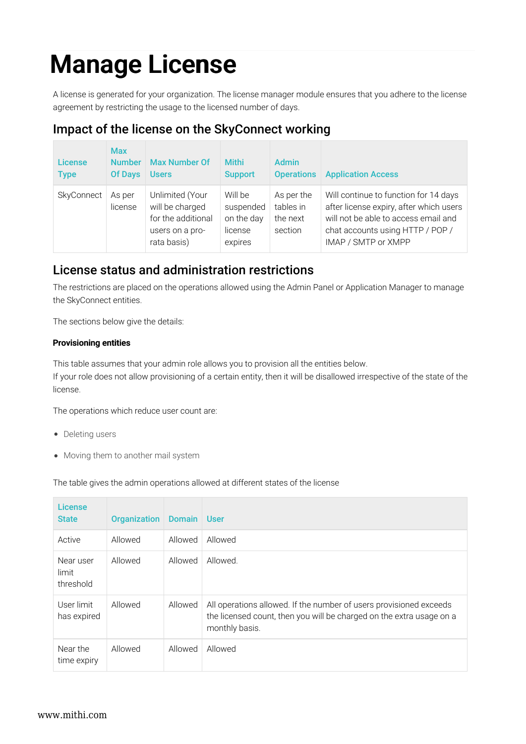# Manage License

A license is generated for your organization. The license manager module ensures that you adhere to the license agreement by restricting the usage to the licensed number of days.

## Impact of the license on the SkyConnect working

| License Type | Max Number Of Days | Max Number Of Users | Mithi Support | Admin Operations | Application Access |
|---|---|---|---|---|---|
| SkyConnect | As per license | Unlimited (Your will be charged for the additional users on a pro-rata basis) | Will be suspended on the day license expires | As per the tables in the next section | Will continue to function for 14 days after license expiry, after which users will not be able to access email and chat accounts using HTTP / POP / IMAP / SMTP or XMPP |

## License status and administration restrictions

The restrictions are placed on the operations allowed using the Admin Panel or Application Manager to manage the SkyConnect entities.

The sections below give the details:

#### Provisioning entities

This table assumes that your admin role allows you to provision all the entities below.
If your role does not allow provisioning of a certain entity, then it will be disallowed irrespective of the state of the license.

The operations which reduce user count are:

- Deleting users
- Moving them to another mail system

The table gives the admin operations allowed at different states of the license

| License State | Organization | Domain | User |
|---|---|---|---|
| Active | Allowed | Allowed | Allowed |
| Near user limit threshold | Allowed | Allowed | Allowed. |
| User limit has expired | Allowed | Allowed | All operations allowed. If the number of users provisioned exceeds the licensed count, then you will be charged on the extra usage on a monthly basis. |
| Near the time expiry | Allowed | Allowed | Allowed |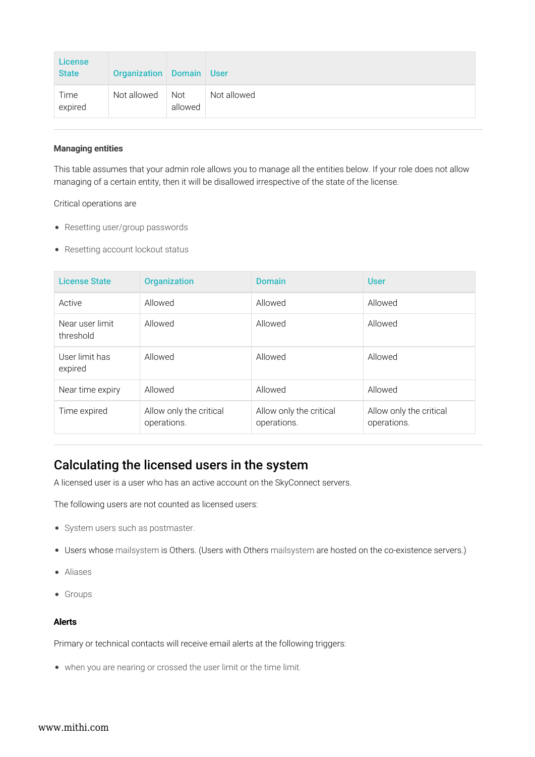| License State | Organization | Domain | User |
|---|---|---|---|
| Time expired | Not allowed | Not allowed | Not allowed |

---

#### Managing entities

This table assumes that your admin role allows you to manage all the entities below. If your role does not allow managing of a certain entity, then it will be disallowed irrespective of the state of the license.

Critical operations are

- Resetting user/group passwords
- Resetting account lockout status

| License State | Organization | Domain | User |
|---|---|---|---|
| Active | Allowed | Allowed | Allowed |
| Near user limit threshold | Allowed | Allowed | Allowed |
| User limit has expired | Allowed | Allowed | Allowed |
| Near time expiry | Allowed | Allowed | Allowed |
| Time expired | Allow only the critical operations. | Allow only the critical operations. | Allow only the critical operations. |

---

## Calculating the licensed users in the system

A licensed user is a user who has an active account on the SkyConnect servers.

The following users are not counted as licensed users:

- System users such as postmaster.
- Users whose mailsystem is Others. (Users with Others mailsystem are hosted on the co-existence servers.)
- Aliases
- Groups

#### Alerts

Primary or technical contacts will receive email alerts at the following triggers:

- when you are nearing or crossed the user limit or the time limit.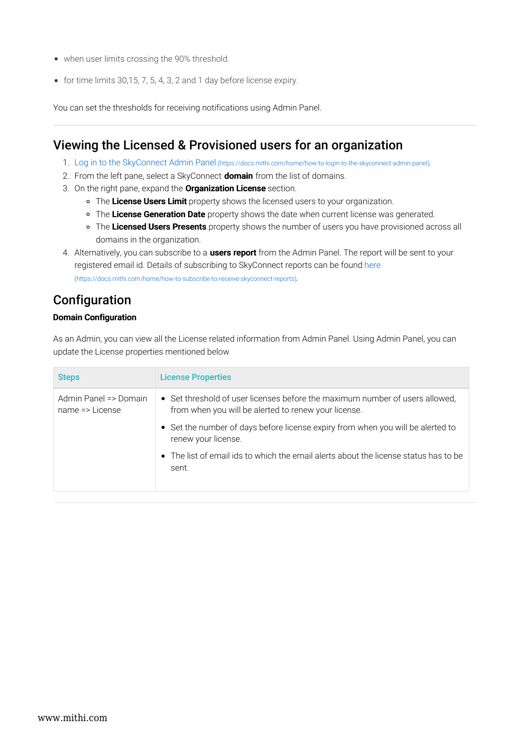- when user limits crossing the 90% threshold.
- for time limits 30,15, 7, 5, 4, 3, 2 and 1 day before license expiry.

You can set the thresholds for receiving notifications using Admin Panel.

---

## Viewing the Licensed & Provisioned users for an organization

1. [Log in to the SkyConnect Admin Panel](https://docs.mithi.com/home/how-to-login-to-the-skyconnect-admin-panel) (https://docs.mithi.com/home/how-to-login-to-the-skyconnect-admin-panel).
2. From the left pane, select a SkyConnect **domain** from the list of domains.
3. On the right pane, expand the **Organization License** section.
   - The **License Users Limit** property shows the licensed users to your organization.
   - The **License Generation Date** property shows the date when current license was generated.
   - The **Licensed Users Presents** property shows the number of users you have provisioned across all domains in the organization.
4. Alternatively, you can subscribe to a **users report** from the Admin Panel. The report will be sent to your registered email id. Details of subscribing to SkyConnect reports can be found [here](https://docs.mithi.com/home/how-to-subscribe-to-receive-skyconnect-reports) (https://docs.mithi.com/home/how-to-subscribe-to-receive-skyconnect-reports).

## Configuration

**Domain Configuration**

As an Admin, you can view all the License related information from Admin Panel. Using Admin Panel, you can update the License properties mentioned below

| Steps | License Properties |
|---|---|
| Admin Panel => Domain name => License | • Set threshold of user licenses before the maximum number of users allowed, from when you will be alerted to renew your license.<br>• Set the number of days before license expiry from when you will be alerted to renew your license.<br>• The list of email ids to which the email alerts about the license status has to be sent. |